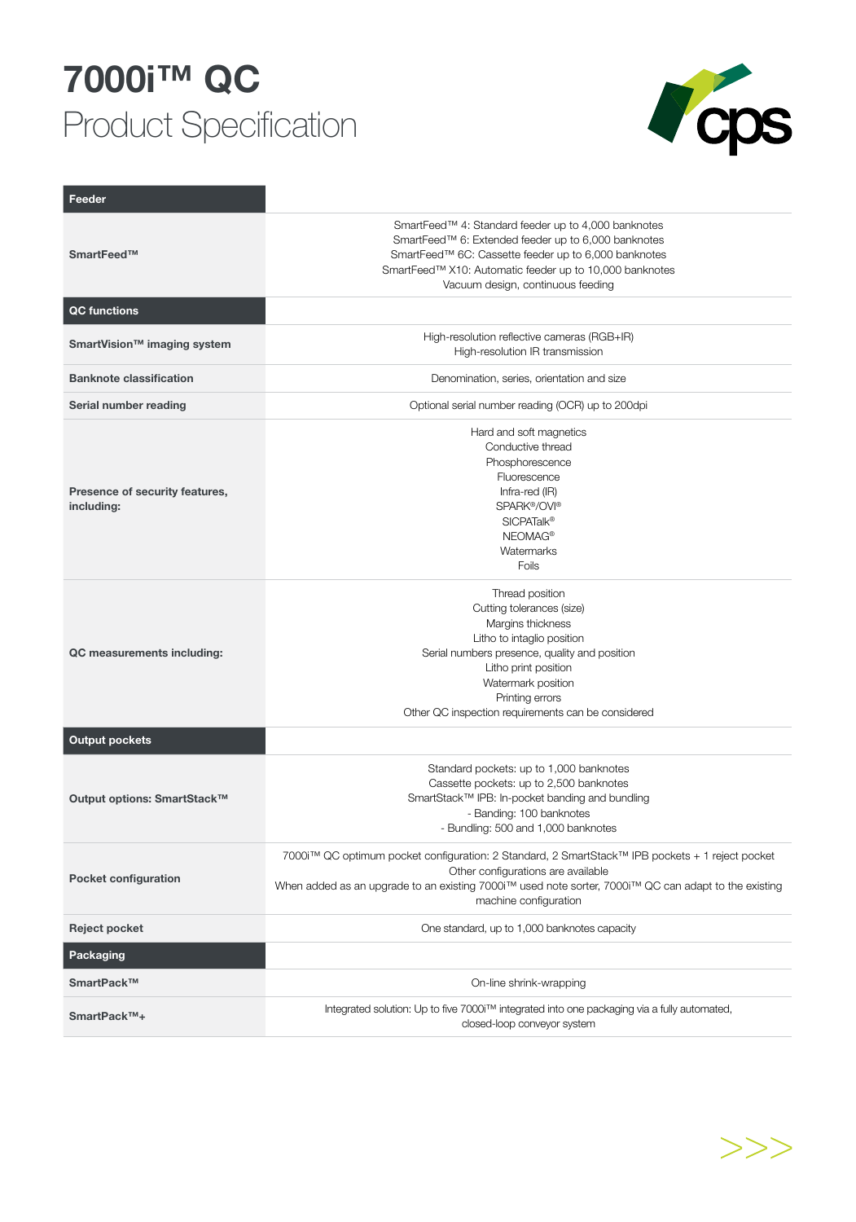# 7000i™ QC

## Product Specification

| | |
|---|---|
| **Feeder** | |
| **SmartFeed™** | SmartFeed™ 4: Standard feeder up to 4,000 banknotes<br>SmartFeed™ 6: Extended feeder up to 6,000 banknotes<br>SmartFeed™ 6C: Cassette feeder up to 6,000 banknotes<br>SmartFeed™ X10: Automatic feeder up to 10,000 banknotes<br>Vacuum design, continuous feeding |
| **QC functions** | |
| **SmartVision™ imaging system** | High-resolution reflective cameras (RGB+IR)<br>High-resolution IR transmission |
| **Banknote classification** | Denomination, series, orientation and size |
| **Serial number reading** | Optional serial number reading (OCR) up to 200dpi |
| **Presence of security features, including:** | Hard and soft magnetics<br>Conductive thread<br>Phosphorescence<br>Fluorescence<br>Infra-red (IR)<br>SPARK®/OVI®<br>SICPATalk®<br>NEOMAG®<br>Watermarks<br>Foils |
| **QC measurements including:** | Thread position<br>Cutting tolerances (size)<br>Margins thickness<br>Litho to intaglio position<br>Serial numbers presence, quality and position<br>Litho print position<br>Watermark position<br>Printing errors<br>Other QC inspection requirements can be considered |
| **Output pockets** | |
| **Output options: SmartStack™** | Standard pockets: up to 1,000 banknotes<br>Cassette pockets: up to 2,500 banknotes<br>SmartStack™ IPB: In-pocket banding and bundling<br>- Banding: 100 banknotes<br>- Bundling: 500 and 1,000 banknotes |
| **Pocket configuration** | 7000i™ QC optimum pocket configuration: 2 Standard, 2 SmartStack™ IPB pockets + 1 reject pocket<br>Other configurations are available<br>When added as an upgrade to an existing 7000i™ used note sorter, 7000i™ QC can adapt to the existing machine configuration |
| **Reject pocket** | One standard, up to 1,000 banknotes capacity |
| **Packaging** | |
| **SmartPack™** | On-line shrink-wrapping |
| **SmartPack™+** | Integrated solution: Up to five 7000i™ integrated into one packaging via a fully automated, closed-loop conveyor system |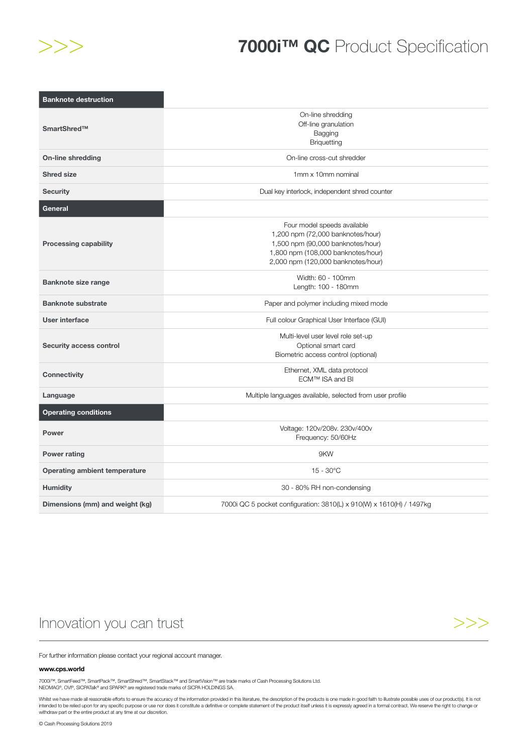# **7000i™ QC** Product Specification

| | |
|---|---|
| **Banknote destruction** | |
| **SmartShred™** | On-line shredding<br>Off-line granulation<br>Bagging<br>Briquetting |
| **On-line shredding** | On-line cross-cut shredder |
| **Shred size** | 1mm x 10mm nominal |
| **Security** | Dual key interlock, independent shred counter |
| **General** | |
| **Processing capability** | Four model speeds available<br>1,200 npm (72,000 banknotes/hour)<br>1,500 npm (90,000 banknotes/hour)<br>1,800 npm (108,000 banknotes/hour)<br>2,000 npm (120,000 banknotes/hour) |
| **Banknote size range** | Width: 60 - 100mm<br>Length: 100 - 180mm |
| **Banknote substrate** | Paper and polymer including mixed mode |
| **User interface** | Full colour Graphical User Interface (GUI) |
| **Security access control** | Multi-level user level role set-up<br>Optional smart card<br>Biometric access control (optional) |
| **Connectivity** | Ethernet, XML data protocol<br>ECM™ ISA and BI |
| **Language** | Multiple languages available, selected from user profile |
| **Operating conditions** | |
| **Power** | Voltage: 120v/208v. 230v/400v<br>Frequency: 50/60Hz |
| **Power rating** | 9KW |
| **Operating ambient temperature** | 15 - 30°C |
| **Humidity** | 30 - 80% RH non-condensing |
| **Dimensions (mm) and weight (kg)** | 7000i QC 5 pocket configuration: 3810(L) x 910(W) x 1610(H) / 1497kg |

Innovation you can trust

For further information please contact your regional account manager.

**www.cps.world**

7000i™, SmartFeed™, SmartPack™, SmartShred™, SmartStack™ and SmartVision™ are trade marks of Cash Processing Solutions Ltd.
NEOMAG®, OVI®, SICPATalk® and SPARK® are registered trade marks of SICPA HOLDINGS SA.

Whilst we have made all reasonable efforts to ensure the accuracy of the information provided in this literature, the description of the products is one made in good faith to illustrate possible uses of our product(s). It is not intended to be relied upon for any specific purpose or use nor does it constitute a definitive or complete statement of the product itself unless it is expressly agreed in a formal contract. We reserve the right to change or withdraw part or the entire product at any time at our discretion.

© Cash Processing Solutions 2019